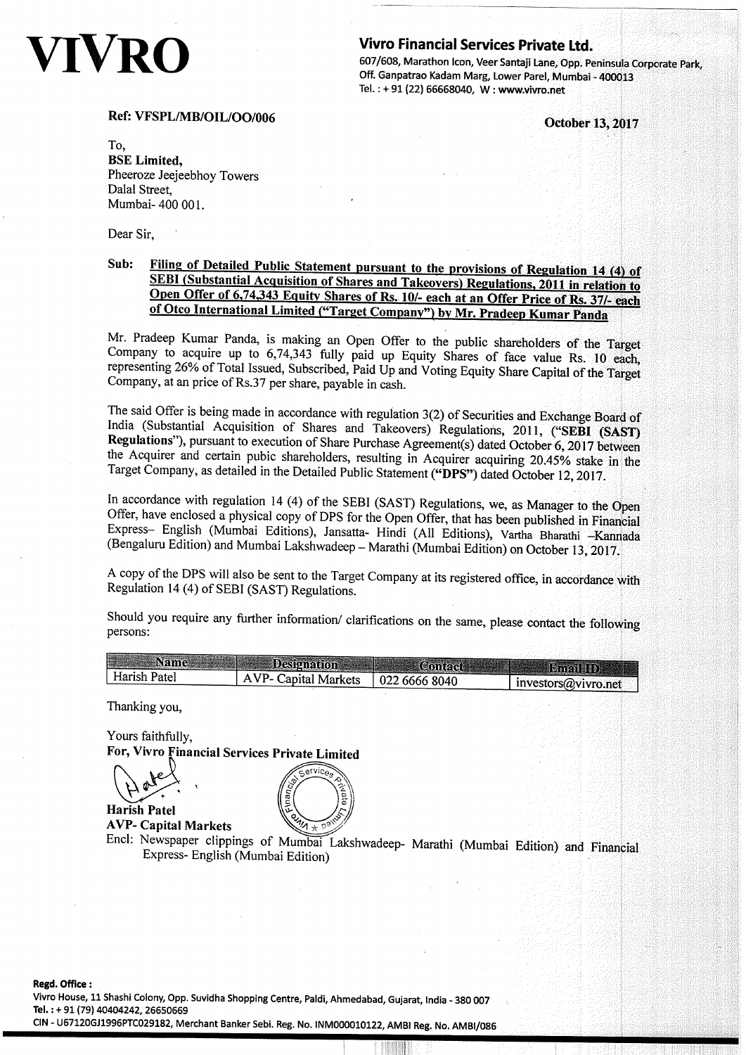# VIVRO

**Vivro Financial Services Private Ltd.**
607/608, Marathon Icon, Veer Santaji Lane, Opp. Peninsula Corporate Park, Off. Ganpatrao Kadam Marg, Lower Parel, Mumbai - 400013
Tel. : + 91 (22) 66668040, W : www.vivro.net

**Ref: VFSPL/MB/OIL/OO/006** **October 13, 2017**

To,
**BSE Limited,**
Pheeroze Jeejeebhoy Towers
Dalal Street,
Mumbai- 400 001.

Dear Sir,

**Sub: Filing of Detailed Public Statement pursuant to the provisions of Regulation 14 (4) of SEBI (Substantial Acquisition of Shares and Takeovers) Regulations, 2011 in relation to Open Offer of 6,74,343 Equity Shares of Rs. 10/- each at an Offer Price of Rs. 37/- each of Otco International Limited ("Target Company") by Mr. Pradeep Kumar Panda**

Mr. Pradeep Kumar Panda, is making an Open Offer to the public shareholders of the Target Company to acquire up to 6,74,343 fully paid up Equity Shares of face value Rs. 10 each, representing 26% of Total Issued, Subscribed, Paid Up and Voting Equity Share Capital of the Target Company, at an price of Rs.37 per share, payable in cash.

The said Offer is being made in accordance with regulation 3(2) of Securities and Exchange Board of India (Substantial Acquisition of Shares and Takeovers) Regulations, 2011, (**"SEBI (SAST) Regulations"**), pursuant to execution of Share Purchase Agreement(s) dated October 6, 2017 between the Acquirer and certain pubic shareholders, resulting in Acquirer acquiring 20.45% stake in the Target Company, as detailed in the Detailed Public Statement (**"DPS"**) dated October 12, 2017.

In accordance with regulation 14 (4) of the SEBI (SAST) Regulations, we, as Manager to the Open Offer, have enclosed a physical copy of DPS for the Open Offer, that has been published in Financial Express– English (Mumbai Editions), Jansatta- Hindi (All Editions), Vartha Bharathi –Kannada (Bengaluru Edition) and Mumbai Lakshwadeep – Marathi (Mumbai Edition) on October 13, 2017.

A copy of the DPS will also be sent to the Target Company at its registered office, in accordance with Regulation 14 (4) of SEBI (SAST) Regulations.

Should you require any further information/ clarifications on the same, please contact the following persons:

| Name | Designation | Contact | Email ID |
|---|---|---|---|
| Harish Patel | AVP- Capital Markets | 022 6666 8040 | investors@vivro.net |

Thanking you,

Yours faithfully,
**For, Vivro Financial Services Private Limited**

**Harish Patel**
**AVP- Capital Markets**

Encl: Newspaper clippings of Mumbai Lakshwadeep- Marathi (Mumbai Edition) and Financial Express- English (Mumbai Edition)

**Regd. Office :**
Vivro House, 11 Shashi Colony, Opp. Suvidha Shopping Centre, Paldi, Ahmedabad, Gujarat, India - 380 007
**Tel. :** + 91 (79) 40404242, 26650669
CIN - U67120GJ1996PTC029182, Merchant Banker Sebi. Reg. No. INM000010122, AMBI Reg. No. AMBI/086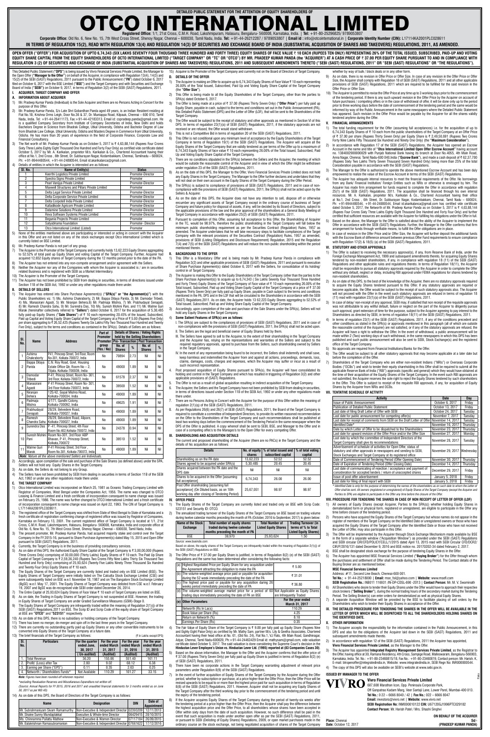DETAILED PUBLIC STATEMENT FOR THE ATTENTION OF EQUITY SHAREHOLDERS OF

# OTCO INTERNATIONAL LIMITED

**Registered Office:** 1/1, 21st Cross, C.M.H. Road, Lakshmipuram, Halasuru, Bengaluru- 560008, Karnataka, India. | **Tel:** +91-80-25296825/ 9789053807

**Corporate Office:** Old No. 6, New No. 15, 7th West Cross Street, Shenoy Nagar, Chennai – 600030, Tamil Nadu, India. **Tel:** +91-44-26212287 / 9789053807 | **Email id :** info@otcointernational.in | **Corporate Identity Number (CIN):** L17114KA2001PLC028611

**IN TERMS OF REGULATION 15(2), READ WITH REGULATION 13(4) AND REGULATION 14(3) OF SECURITIES AND EXCHANGE BOARD OF INDIA (SUBSTANTIAL ACQUISITION OF SHARES AND TAKEOVERS) REGULATIONS, 2011, AS AMENDED.**

**OPEN OFFER ("OFFER") FOR ACQUISITION OF UPTO 6,74,343 (SIX LAKHS SEVENTY FOUR THOUSAND THREE HUNDRED AND FORTY THREE) EQUITY SHARES OF FACE VALUE ₹ 10 EACH (RUPEES TEN ONLY) REPRESENTING 26% OF THE TOTAL ISSUED, SUBSCRIBED, PAID-UP AND VOTING EQUITY SHARE CAPITAL FROM THE EQUITY SHAREHOLDERS OF OTCO INTERNATIONAL LIMITED ("TARGET COMPANY" OR "TC" OR "OTCO") BY MR. PRADEEP KUMAR PANDA (the "ACQUIRER") AT A CASH PRICE OF ₹ 37.00 PER EQUITY SHARE PURSUANT TO AND IN COMPLIANCE WITH REGULATION 3 (2) OF SECURITIES AND EXCHANGE OF INDIA (SUBSTANTIAL ACQUISITION OF SHARES AND TAKEOVERS) REGULATIONS, 2011 AND SUBSEQUENT AMENDMENTS THERETO ("SEBI (SAST) REGULATIONS, 2011" OR "SEBI (SAST) REGULATIONS" OR "THE REGULATIONS").**

This Detailed Public Statement ("**DPS**") is being issued by Vivro Financial Services Private Limited, the Manager to the Open Offer ("**Manager to the Offer**") on behalf of the Acquirer, in compliance with Regulation 13(4), 14(3) and 15(2) of the SEBI (SAST) Regulations, 2011 pursuant to the Public Announcement ("**PA**") dated October 6, 2017 filed on October 6, 2017 with the BSE Limited ("**BSE**") and the Target Company and with Securities and Exchange Board of India ("**SEBI**") on October 9, 2017, in terms of Regulation 3(2) of the SEBI (SAST) Regulations, 2011.

## I. ACQUIRER, TARGET COMPANY AND OFFER

### A. INFORMATION ABOUT ACQUIRER

1) Mr. Pradeep Kumar Panda (Individual) is the Sole Acquirer and there are no Persons Acting in Concert for the purpose of this Offer.
2) Mr. Pradeep Kumar Panda, S/o Late Shri Gobardhan Panda aged 49 years, is an Indian Resident residing at Flat No.16, Krishna Orms Leigh, Door No.36 & 37, Dr. Muniappa Road, Kilpauk, Chennai – 600 010, Tamil Nadu, India. Tel: +91-44-26411173, Fax:+91-44-42183313, Email id: cspradeep.panda@gmail.com. He is a qualified Company Secretary from Institute of Company Secretaries of India, New Delhi and holds Bachelors Degree in Science from Bhadrak College, Utkal University, Odisha and Bachelor Degree of Law from Bhadrak Law College, Utkal University, Odisha and Master Degree in Commerce from Utkal University, Odisha. He has more than 20 years of experience in the field of Corporate Finance, Corporate Law and Financial Consultancy.
3) The Net worth of Mr. Pradeep Kumar Panda as on October 5, 2017 is ₹ 4,63,88,144 (Rupees Four Crores Sixty Three Lakhs Eighty Eight Thousand One Hundred and Forty Four Only) as certified vide certificate dated October 5, 2017 by Mr. A. Karikalan, proprietor M/s. Karikalan & Co., Chartered Accountant having their office at No.1, 2nd Cross , 6th Street, Dr. Subbarayan Nagar, Kodambakkam, Chennai, Tamilnadu – 600024, Ph: +91-9944480544, +91-44-24880544, Email id:akarikalanca@gmail.com.
4) Details of entities in which the Acquirer is interested are as follows:

| Sl. No. | Name of Entity(s) | Status |
|---|---|---|
| 1 | Keerthi Logistics Private Limited | Promoter-Director |
| 2 | Spectra Signs Private Limited | Promoter |
| 3 | Pearl Vaniyya Private Limited | Promoter-Director |
| 4 | Maxwell Structures and Pillars Private Limited | Promoter |
| 5 | Delta Legal Service Private Limited | Promoter-Director |
| 6 | Delta Corporate Service Private Limited | Promoter-Director |
| 7 | Delta Corpotell India Private Limited | Promoter-Director |
| 8 | Kallaikkodi Agricorn Private Limited | Promoter-Director |
| 9 | Datamine Solutions Private Limited | Promoter-Director |
| 10 | Reva Software Systems Private Limited | Promoter-Director |
| 11 | Begonia Projects Private Limited | Promoter |
| 12 | Satyabhama Foundation | Promoter- Director |
| 13 | Otco International Limited (Listed) | Promoter |

5) None of the entities mentioned above are participating or interested or acting in concert with the Acquirer in this Offer and are not listed on any of the stock exchanges except Otco International Limited which is currently listed on BSE Limited.
6) Mr. Pradeep Kumar Panda is not part of any group.
7) The Acquirer is the Promoter of the Target Company and currently holds 13,62,223 Equity Shares aggregating to 52.52% of total paid up Equity Share and voting Capital of the Target Company. Further, Acquirer had acquired 12,652 Equity shares of Target Company during the 12 months period prior to the date of the PA.
8) The Acquirer has not entered into any non-compete arrangement and/or agreement with the Sellers.
9) Neither the Acquirer nor any of the Companies with whom the Acquirer is associated is / are in securities related business and is registered with SEBI as a Market Intermediary.
10) The Acquirer is the Promoter of the Target Company.
11) The Acquirer has not been prohibited by SEBI from dealing in securities, in terms of directions issued under Section 11B of the SEBI Act, 1992 or under any other regulations made there under.

### B. DETAILS OF SELLERS

1) The Acquirer has entered into Share Purchase Agreement(s) **("SPA(s)"** or **"the Agreement(s)"**) with the Public Shareholders viz. 1) Ms. Ashima Chakraborty, 2) Mr. Bappa Ditaya Parida, 3) Mr. Damodar Tribedi, 4) Mr. Manasirani Agasti, 5) Mr. Niranjan Behera,6) Mr. Padmaja Mishra, 7) Mr. Prabhudyal Senapati, 8) Mr. Ramesh Chandra Sahu, 9) Mr. Surendra Das, 10) Mr. Suresh Mohini Pani, and 11) Mr. Walme Guri Marak (hereinafter collectively referred to **"Sellers"**) dated October 6, 2017 for the acquisition of 5,30,485 fully paid-up Equity Shares **("Sale Shares")** of ₹ 10 each representing 20.45% of the Issued, Subscribed, Paid up Capital and Voting Equity Share Capital of the Target Company at a Price of ₹ 5.00 (Rupees Five Only) per share aggregating to ₹ 26,52,425 (Rupees Twenty Six Lakhs Fifty Two Thousand Four Hundred and Twenty Five Only), subject to the terms and conditions as contained in the SPA(s). Details of Sellers are as follows:

| Sl. No. | Name | Address | Part of Promoter group (Yes / No) | Details of Shares / Voting Rights held by the Selling Shareholders | | | |
|---|---|---|---|---|---|---|---|
| | | | | Pre- Transaction | | Post Transaction | |
| | | | | No. of Shares | % | No. of Shares | % |
| 1 | Ashima Chakraborty | P41, Princep Street, 3rd Floor, Room No-301, Kolkata-700072, India | No | 70894 | 2.73 | Nil | Nil |
| 2 | Bappa Ditaya Parida | C.N. Roy Road, Govt. Housing Estate Office Qtr, Room No – 2, Tiljala, Kolkata-700039, India | No | 49000 | 1.89 | Nil | Nil |
| 3 | Damodar Tribedi | P41, Princep Street, Room No- 301, 3rd Floor, Kolkata-700072, India | No | 61578 | 2.37 | Nil | Nil |
| 4 | Manasirani Agasti | P 41 Princep Street, Room No- 301, 3rd Floor, Kolkata-700072, India | No | 39500 | 1.52 | Nil | Nil |
| 5 | Niranjan Behera | 125/42, Gopal Mishra Road, Kolkata-700034, India | No | 49000 | 1.89 | Nil | Nil |
| 6 | Padmaja Mishra | 4/171, Gandhi Colony, Kolkata-700092, India | No | 49625 | 1.91 | Nil | Nil |
| 7 | Prabhudayal Senapati | 28/29, Belvedere Road, Kolkata-700027, India | No | 49000 | 1.89 | Nil | Nil |
| 8 | Ramesh Chandra Sahu | 28/29, Belvedere Road, Alipore, Kolkata-700027, India | No | 49000 | 1.89 | Nil | Nil |
| 9 | Surendra Das | P-41, Princep Street, 4th Floor Room No.402,Kolkata-700072, India | No | 24378 | 0.94 | Nil | Nil |
| 10 | Suresh Mohini Pani | Room No-301, 3rd Floor ABP Bhavan, P-41, Princep Street, Kolkata,700072 | No | 39510 | 1.52 | Nil | Nil |
| 11 | Walme Guri Marak | P-41 Princep Street, 3rd Floor , Room No.301, Kolkata-700072, India | No | 49000 | 1.89 | Nil | Nil |

*Note: Nature of all the above mentioned Sellers are Individuals.*

2) Accordingly, upon completion of the sale and purchase of the Sale Shares (as defined above) under the SPA, Sellers will not hold any Equity Shares in the Target Company.
3) As on date, the Sellers do not belong to any Group.
4) The Sellers have not been prohibited by SEBI from dealing in securities in terms of Section 11B of the SEBI Act, 1992 or under any other regulations made there under.

### C. THE TARGET COMPANY

1) Otco International Limited was incorporated on March 25, 1981 as Oceanic Trading Company Limited with Registrar of Companies, West Bengal under the Companies Act, 1956. The name was changed to OTCO Leasing & Finance Limited and a fresh certificate of incorporation consequent to name change was issued on February 25, 1986. The name was further changed to OTCO International Limited and a fresh certificate of incorporation consequent to name change was issued on April 22, 1993. The CIN of Target Company is L17114KA2001PLC028611.
2) The registered office of the Target Company was shifted from State of West Bengal to State of Karnataka and a fresh certificate of registration confirming change of registered office was issued by Registrar of Companies, Karnataka on February 13, 2001. The current registered office of Target Company is located at 1/1, 21st Cross, C.M.H. Road, Lakshmipuram, Halasuru, Bengaluru- 560008, Karnataka, India and corporate office at Old No. 6, New No. 15, 7th West Cross Street, Shenoy Nagar, Chennai – 600030, Tamil Nadu, India.
3) The present promoter, Mr. Pradeep Kumar Panda, had acquired majority stake and control over the Target Company in the FY 2015-16, pursuant to Share Purchase Agreement(s) dated May 15, 2015 and Open Offer pursuant to SEBI (SAST) Regulations, 2011.
4) Currently, the Target Company is in the business of providing consultancy services.
5) As on date of this DPS, the authorized Equity Share Capital of the Target Company is ₹ 3,00,00,000 (Rupees Three Crores Only) comprising of 30,00,000 (Thirty Lakhs) Equity Shares of ₹ 10 each. The Paid Up Share Capital of Target Company is ₹ 2,59,36,240 (Rupees Two Crores Fifty Nine Lakhs Thirty Six Thousand Two Hundred and Forty Only) comprising of 25,93,624 (Twenty Five Lakhs Ninety Three Thousand Six Hundred and Twenty Four Only) Equity Shares of ₹ 10 each.
6) The Equity Shares of the Target Company are currently listed and traded only on BSE Limited (BSE). The Equity Shares of Target Company were initially listed on The Calcutta Stock Exchange Limited (CSE) and were subsequently listed on BSE w.e.f. November 18, 1987 and on The Bangalore Stock Exchange Limited (BgSE) w.e.f. May 17, 2001. The Equity Shares of Target Company was delisted from CSE w.e.f. February 19, 2007 and BgSE was de-recognised vide SEBI order dated December 26, 2014.
7) The Entire Capital of 25,93,624 Equity Shares of Face Value ₹ 10 each of Target Company are listed on BSE.
8) As on date, the trading in Equity Shares of Target Company is not suspended at BSE. However, the trading in Equity Shares of Target Company are under Graded Surveillance Measures (GSM)-Stage 0.
9) The Equity Shares of Target Company are infrequently traded within the meaning of Regulation 2(1)(j) of the SEBI (SAST) Regulations,2011 on BSE. The Scrip ID and Scrip Code of the equity share of Target Company at BSE are **"OTCO"** and **"523151"** respectively.
10) As on date of this DPS, there is no subsidiary or holding company of the Target Company.
11) There has been no merger, de-merger and spin off in the last three years in the Target Company.
12) There are currently no outstanding partly paid up Equity Shares or any other convertible instruments to be converted into Equity Shares of the Target Company at a future date.
13) The brief financials of the Target Company as follows:

(₹ in Lakhs except EPS)

| Sl. No. | Particulars | For the quarter ended June, 30, 2017 ( Un-audited) | For the year ended March 31, 2017 (Audited) | For the year ended March 31, 2016 (Audited) | For the year ended March 31, 2015 (Audited) |
|---|---|---|---|---|---|
| 1. | Total Revenue | 36.20 | 155.06 | 551.40 | 161.11 |
| 2. | Profit/ (Loss) after Tax | 2.80 | 9.02 | 68.12 | 6.38 |
| 3. | Earning per Share ("EPS") | 0.11 | 0.35 | 2.63 | 0.25 |
| 4. | Networth / Shareholders Funds* | Not Available | 110.29 | 101.27 | 33.15 |

*Note: Figures have been rounded-off wherever required.*

*\*excluding Revaluation Reserves and Miscellaneous Expenditure not written off.*

*(Source: Annual Reports for FY 2015, 2016 and 2017 and unaudited financial statements for 3 months ended as on June 30, 2017 as per IND AS)*

14) As on date of this DPS, the Board of Directors of the Target Company is as follows:

| Name | Designation | DIN | Date of Appointment |
|---|---|---|---|
| Mr. Subrahmanyam Sivam Ramamurthy | Non-Executive & Independent Director | 02393209 | 12/11/2013 |
| Ms. Sharmi Surmy Mundapilakkal | Executive & Whole-time Director | 06429415 | 28/10/2016 |
| Ms. Chinnamma Pullattu Mathew | Non-Executive & Women Director | 07117184 | 26/09/2015 |
| Mr. Balakrishnan Ramasubramanian | Non-Executive & Independent Director | 07661622 | 17/12/2016 |

15) Acquirer is the Promoter of the Target Company and currently not on the Board of Directors of Target Company.

### D. DETAILS OF THE OFFER

1) The Acquirer is making an Offer to acquire up to 6,74,343 Equity Shares of Face Value ₹ 10 each representing 26.00% of the Total Issued, Subscribed, Paid Up and Voting Equity Share Capital of the Target Company (the "**Offer Size**").
2) This Offer is being made to all the Equity Shareholders of the Target Company, other than the parties to SPA(s) dated October 6, 2017.
3) The Offer is being made at a price of ₹ 37.00 (Rupees Thirty Seven Only) (**"Offer Price"**) per fully paid up Equity Share, payable in cash, subject to the terms and conditions set out in the Public Announcement (PA), this Detailed Public Statement (DPS) and the Letter of Offer (LOF), that will be sent to the Shareholders of the Target Company.
4) The Offer would be subject to the receipt of statutory and other approvals as mentioned in Section VI of this DPS. In terms of regulation 23(1)(a) of SEBI (SAST) Regulations, 2011, if the statutory approvals are not received or are refused, the Offer would stand withdrawn.
5) This is not a Competitive Bid in terms of regulation 20 of the SEBI (SAST) Regulations, 2011.
6) This Offer is not conditional upon any minimum level of acceptance by the Equity Shareholders of the Target Company in terms of Regulation 19(1) of the SEBI (SAST) Regulations. The Acquirer will acquire all the Equity Shares of the Target Company that are validly tendered as per terms of the Offer up to a maximum of 6,74,343 Equity Shares of face value ₹ 10 each representing 26.00% of the Total Issued, Subscribed, Paid Up and Voting Equity Share Capital of the Target Company.
7) There are no conditions stipulated in the SPA(s) between the Sellers and the Acquirer, the meeting of which would be outside the reasonable control of the Acquirer and in view of which the Offer might be withdrawn under regulation 23 of the SEBI (SAST) Regulations, 2011.
8) As on the date of this DPS, the Manager to the Offer, Vivro Financial Services Private Limited does not hold any Equity Shares in the Target Company. The Manager to the Offer further declares and undertakes that they will not deal on their own account in the Equity Shares of the Target Company during the Offer Period.
9) The SPA(s) is subject to compliance of provisions of SEBI (SAST) Regulations, 2011 and in case of non-compliance with the provisions of SEBI (SAST) Regulations, 2011, the SPA(s) shall not be acted upon by the Sellers & Acquirer.

**E.** As on the date of this DPS, the Acquirer does not have any intention to sell, dispose off or otherwise encumber any significant assets of Target Company except in the ordinary course of business of Target Company and future policy for disposal of assets, if any, will be decided by its Board of Directors, subject to the applicable provisions of the law and the prior approval of the shareholders at a General Body Meeting of Target Company in accordance with regulation 25(2) of SEBI (SAST) Regulations, 2011.

**F.** Pursuant to completion of this Offer, assuming full acceptance to this Offer, the Shareholding of Acquirer in the TC, would be 98.97%, therefore the public shareholding in the Target Company will fall below the minimum public shareholding requirement as per the Securities Contract (Regulation) Rules, 1957 as amended. The Acquirer undertakes that he will take necessary steps to facilitate compliances of the Target Company with the relevant provisions of the Securities Contract (Regulation) Rules, 1957 as amended, provisions of SEBI (Listing Obligations and Disclosure Requirement) Regulation, 2015 and the Regulation 7(4) and 7(5) of the SEBI (SAST) Regulations and will reduce the non-public shareholding within the period mentioned therein.

## II. BACKGROUND TO THE OFFER

1) This Offer is a Mandatory Offer and is being made by Mr. Pradeep Kumar Panda in compliance with Regulation 3(2) and other applicable provisions of SEBI (SAST) Regulations, 2011 and pursuant to execution of Share Purchase Agreement(s) dated October 6, 2017 with the Sellers, for consolidation of its holding/ control in of Target Company.
2) The Acquirer is making this Offer to the Equity Shareholders of the Target Company (other than the parties to the Share Purchase Agreement(s)) to acquire up to 6,74,343 ( Six Lakhs Seventy Four Thousand Three Hundred and Forty Three) Equity Shares of Face Value of ₹ 10 each representing 26.00% of the Total Issued, Subscribed, Paid up and Voting Equity Share Capital of the Target Company at a price of ₹ 37.00 (Rupees Thirty Seven Only) per fully paid up Equity Share, payable in Cash subject to the terms and conditions mentioned in the PA, DPS and in the LOF that shall be circulated to the Shareholders in accordance with the SEBI (SAST) Regulations,2011. As on date, the Acquirer holds 13 62,223 Equity Shares aggregating to 52.52% of Total Issued, Subscribed, Paid up and Voting Equity Share Capital of the Target Company.
3) Accordingly, upon completion of the sale and purchase of the Sale Shares under the SPA(s), the Acquirer will hold any Equity Shares in the Target Company.
4) **Some Salient Features of SPA(s) are as follows:**

   I. The SPA(s) are subject to the compliance of provisions of SEBI (SAST) Regulations, 2011 and in case of non-compliances with the provisions of SEBI (SAST) Regulations, 2011, the SPA(s) shall not be acted upon.

   II. The Sellers are the legal and beneficial owner of Equity Shares held by them.

   III. The Sellers have agreed to sell to the Acquirer, to the extent of their shareholding in the Target Company and the Acquirer has, relying on the representations and warranties of the Sellers and subject to the required regulatory approvals, agreed to purchase from the Sellers, such shareholding owned by Sellers in the Target Company.

   IV. In the event of any representation being found to be incorrect, the Sellers shall indemnify and shall save, keep harmless and indemnified the Acquirer from and against all actions, proceedings, demands, loss, claims, damages, costs, charges and expenses, which the Acquirer may suffer or incur as a result of such incorrect representation.
4) Post proposed acquisition of Equity Shares pursuant to SPA(s), the Acquirer will have consolidated its holding and control in the Target Company and which has resulted in triggering of Regulation 3(2) and other applicable provisions of (SAST) Regulations.
5) The Offer is not as a result of global acquisition resulting in indirect acquisition of the Target Company.
6) The Acquirer, the Sellers and the Target Company have not been prohibited by SEBI from dealing in securities, in terms of directions issued under Section 11B of SEBI Act, 1992 or under any other regulations made there under.
7) There are no Persons Acting in Concert with the Acquirer for the purpose of this Offer within the meaning of regulation 2(1)(q) of the SEBI (SAST) Regulations, 2011.
8) As per Regulations 26(6) and 26(7) of SEBI (SAST) Regulations, 2011, the Board of the Target Company is required to constitute a committee of Independent Directors, to provide its written reasoned recommendation on the Offer to the Shareholders of the Target Company and such recommendations shall be published at least two working days before the commencement of the Tendering Period in the same newspaper where the DPS of the Offer is published. A copy whereof shall be sent to SEBI, BSE, and Manager to the Offer and in case of a competing offer/s to the Manager/s to the Open Offer for every competing Offer.

## III. SHAREHOLDING AND ACQUISITION DETAILS

The current and proposed shareholding of the Acquirer (there are no PACs) in the Target Company and the details of his acquisition are as follows:

| Details | No. of equity shares | % of total issued and subscribed capital | % of total voting capital |
|---|---|---|---|
| Shareholding as on the PA date | 13,62,223 | 52.52 | 52.52 |
| Shares agreed to be acquired under SPA(s) | 5,30,485 | 20.45 | 20.45 |
| Shares acquired between the PA date and the DPS date | Nil | Nil | Nil |
| Shares to be acquired in the Offer (assuming full acceptance) | 6,74,343 | 26.00 | 26.00 |
| Post Offer shareholding (assuming full acceptance) (On Diluted basis, as on 10th working day after closing of Tendering Period) | 25,67,051 | 98.97 | 98.97 |

## IV. OFFER PRICE

1) The Equity Shares of the Target Company are currently listed and traded only on BSE with Scrip Code: 523151 and Security ID: OTCO.
2) The annualized trading turnover of the Equity Shares of the Target Company on BSE based on trading volume during twelve calendar months preceding the month of PA (October, 2016 to September, 2017) is given below:

| Name of the Stock Exchange | Total number of equity shares traded during twelve calendar months preceding the month of PA | Total Number of Listed Equity Shares | Trading Turnover (in terms of % to Total Listed Equity Shares) |
|---|---|---|---|
| BSE | 38,970 | 25,93,624 | 1.50 |

*Source: www.bseindia.com*

Based on above, the equity shares of the Target Company are infrequently traded within the meaning of Regulation 2(1)(j) of the SEBI (SAST) Regulations on BSE.

3) The Offer Price of ₹ 37.00 per Equity Share is justified, in terms of Regulation 8(2) (e) of the SEBI (SAST) Regulations and the same has been determined after considering the following facts:

| | | |
|---|---|---|
| (a) | Highest Negotiated Price per Equity Share for any acquisition under the Agreement attracting the obligation to make the PA | ₹ 5.00 |
| (b) | The volume-weighted average price paid or payable for acquisition during the 52 week immediately preceding the date of the PA | ₹ 31.01 |
| (c) | The highest price paid or payable for any acquisition during 26 weeks period immediately preceding the date of PA | ₹ 36.80 |
| (d) | The volume-weighted average market price for a period of 60 trading days immediately preceding the date of PA on BSE | Not Applicable as Equity Shares are Infrequently Traded |
| (e) | **Other Parameters** | **For the year ended March 31, 2017** |
| | Networth (Rs in Lacs) | 110.29 |
| | Book Value per Share (Rs) | 4.25 |
| | Return on Networth (%) | 8.18 |
| | Earnings Per Share (Rs) | 0.35 |

4) The Fair Value of Equity Share of the Target Company is ₹ 9.88 per fully paid up Equity Share (Rupees Nine and Eighty Eight Paise Only) as certified by Mr. Mathy Sam, partner M/s. Lily & Geetha Associates, Chartered Accountant having their head office at No. 61, (Old No. 24), Flat No.1, VJ Flats, 4th Main Road, Gandhinagar, Adyar, Chennai, Tamil Nadu-600020, Ph: +91-44-24463429 Email id: mathysam@gmail.com, vide valuation certificate dated October 5, 2017. The said valuation is done considering the Supreme Court's decision in the **Hindustan Lever Employee's Union vs. Hindustan Lever Ltd. (1995) reported at (83 Companies Cases 30)**.
5) Based on the above information, the Manager to the Offer and the Acquirer confirm that the offer price of ₹ 37.00 (Rupees Thirty Seven Only) per fully paid up Equity Share is justified in terms of Regulation 8(2) (e) of SEBI (SAST) Regulations, 2011.
6) There have been no corporate actions in the Target Company warranting adjustment of relevant price parameters under Regulation 8(9) of the SEBI (SAST) Regulations.
7) In the event of further acquisition of Equity Shares of the Target Company by the Acquirer during the Offer period, whether by subscription or purchase, at a price higher than the Offer Price, then the Offer Price will be revised upwards to be equal to or more than the highest price paid for such acquisition in terms of Regulation 8(8) of the SEBI (SAST) Regulations, 2011. However, Acquirer shall not be acquiring any Equity Shares of the Target Company after the third working day prior to the commencement of the tendering period and until the expiry of the tendering period.
8) If the Acquirer acquires Equity Shares of the Target Company during the period of twenty-six weeks after the tendering period at a price higher than the Offer Price, then the Acquirer shall pay the difference between the highest acquisition price and the Offer Price, to all shareholders whose shares have been accepted in Offer within sixty days from the date of such acquisition. However, no such difference shall be paid in the event that such acquisition is made under another open offer as per the SEBI (SAST) Regulations, 2011, or pursuant to SEBI (Delisting of Equity Shares) Regulations, 2009, or open market purchases made in the ordinary course on the stock exchange, not being negotiated acquisition of shares of the Target Company whether by way of bulk / block deals or in any other form.
9) As on date, there is no revision in Offer Price or Offer Size. In case of any revision in the Offer Price or Offer Size, the Acquirer shall comply with Regulation 18 of SEBI (SAST) Regulations, 2011 and all other applicable provisions of SEBI (SAST) Regulations, 2011 which are required to be fulfilled for the said revision in the Offer Price or Offer Size.
10) The Acquirer is permitted to revise the Offer Price at any time up to 3 working days prior to the commencement of the tendering period. If there is any such upward revision in the Offer Price by the Acquirer on account of future purchases / competing offers or in the case of withdrawal of offer, it will be done only up to the period prior to three working days before the date of commencement of the tendering period and the same would be informed by way of the Public Announcement in the same newspapers where the Detailed Public Statement has appeared. Such revision in the Offer Price would be payable by the Acquirer for all the shares validly tendered anytime during the Offer.

## V. FINANCIAL ARRANGEMENTS

1) The total funding requirement for the Offer (assuming full acceptances) i.e. for the acquisition of up to 6,74,343 Equity Shares of ₹ 10 each from the public shareholders of the Target Company at an Offer Price of ₹ 37.00 per share (Rupees Thirty Seven Only) per Equity Share is ₹ 2,49,50,691 (Rupees Two Crores Forty Nine Lakhs Fifty Thousand Six Hundred and Ninety One Only) (the **"Maximum Consideration"**).
2) In accordance with Regulation 17 of the SEBI (SAST) Regulations, the Acquirer has opened an Escrow Account in the name and title of **"Otco International Limited Open Offer Escrow Account"** having account no. 1384002900000029 with Punjab National Bank having its branch at Door No.455, 4th Main Road, Anna Nagar, Chennai, Tamil Nadu-600 040,India (**"Escrow Bank"**), and made a cash deposit of ₹ 62,37,700 (Rupees Sixty Two Lakhs Thirty Seven Thousand Seven Hundred Only) being more than 25% of the total Consideration payable in accordance with the SEBI (SAST) Regulations.
3) The Manager to the Offer is authorized to operate the above mentioned Escrow Account and has been duly empowered to realize the value of the Escrow Account in terms of the SEBI (SAST) Regulations.
4) The Acquirer has adequate internal resources to meet the financial requirements of the Offer. No borrowings from any Bank/ Financial Institution/ Foreign Entities such as NRIs or otherwise is envisaged by him. The Acquirer has made firm arrangement for funds required to complete the Offer in accordance with regulation 25(1) of the SEBI (SAST) Regulations, 2011. The acquisition shall be financed through his own internal resources. Mr. A. Karikalan, proprietor M/s. Karikalan & Co., Chartered Accountant having their office at No.1, 2nd Cross , 6th Street, Dr. Subbarayan Nagar, Kodambakkam, Chennai, Tamil Nadu – 600024, Ph: +91-9944480544, +91-44-24880544, Email id:akarikalanca@gmail.com has certified vide certificate dated October 5, 2017, the Networth of Mr. Pradeep Kumar Panda as on October 5, 2017 is ₹ 4,63,88,144 (Rupees Four Crores Sixty Three Lakhs Eighty Eight Thousand One Hundred and Forty Four Only) and further certified that sufficient resources are available with the Acquirer for fulfilling his obligations under the Offer in full.
5) Based on the above, the Manager to the Offer is satisfied about the ability of the Acquirer to implement the Offer in accordance with the SEBI (SAST) Regulations. Further, the Manager to the Offer confirms that firm arrangement for funds through verifiable means, to fulfil the Offer obligations are in place.
6) In case of revision in the Offer Price and/or Offer Size, the Acquirer will further deposit the additional funds with the Escrow Bank of difference amount between previous Offer Fund requirements to ensure compliance with Regulation 17(2) & 18(5) (a) of the SEBI (SAST) Regulations, 2011.

## VI. STATUTORY AND OTHER APPROVALS

1) The Offer is subject to receiving the necessary approval(s), if any, from Reserve Bank of India, under the Foreign Exchange Management Act, 1999 and subsequent amendments thereto, for acquiring Equity Shares tendered by non-resident shareholders, if any, in compliance with regulation 18 (11) of the SEBI (SAST) Regulations and other applicable rules and regulations thereto. In terms of Regulation 18(11), the Acquirer shall be responsible to pursue all statutory approvals required by the Acquirer in order to complete the Offer without any default, neglect or delay, including RBI approval under FEMA regulations for shares tendered by non-resident shareholders.
2) As on date of this DPS, to the best of the knowledge of the Acquirer, there are no statutory approvals required to acquire the Equity Shares tendered pursuant to this Offer. If any statutory approvals are required or become applicable, the Offer would be subject to the receipt of such statutory approvals also. The Acquirer will not proceed with the Offer in the event such statutory approvals are refused in terms of regulation 18 (11) read with regulation 23(1)(a) of the SEBI (SAST) Regulations, 2011.
3) In case of delay/ non-receipt of any approval, SEBI may, if satisfied that non receipt of the requisite approvals was not attributable to any willful default, failure or neglect on the part of the Acquirer to diligently pursue such approval, grant extension of time for the purpose, subject to the Acquirer agreeing to pay interest to the Shareholders as directed by SEBI, in terms of regulation 18(11) of the SEBI (SAST) Regulations, 2011.
4) In terms of regulation 23(1) of the SEBI (SAST) Regulations, 2011, if any of the conditions precedent and other conditions as stated in the SPA(s) or approvals mentioned in this paragraph (all of which are outside the reasonable control of the Acquirer) are not satisfied, or if any of the statutory approvals are refused, the Acquirer will have a right to withdraw the Offer. In the event of withdrawal, a public announcement will be made within 2 (Two) working days of such withdrawal, in the same newspapers in which this DPS has been published and such public announcement will also be sent to SEBI, Stock Exchange(s) and the registered office of the Target Company.
5) No approvals are required from Financial Institutions/Banks for the Offer.
6) The Offer would be subject to all other statutory approvals that may become applicable at a later date but before the completion of the Offer.
7) Shareholders of the Target Company who are either non-resident Indians ("NRIs") or Overseas Corporate Bodies ("OCBs") and wish to tender their equity shareholding in this Offer shall be required to submit all the applicable Reserve Bank of India ("RBI") approvals (specific and general) which they would have obtained at the time of their acquisition of the Equity Shares of the Target Company. In the event such RBI approvals are not submitted, the Acquirer reserves the sole right to reject the Equity Shares tendered by such shareholders in the Offer. This Offer is subject to receipt of the requisite RBI approvals, if any, for acquisition of Equity Shares by the Acquirer from NRIs and OCBs.

## VII. TENTATIVE SCHEDULE OF ACTIVITY

| Activity | Date | Day |
|---|---|---|
| Issue of Public Announcement | October 6, 2017 | Friday |
| Publication of Detailed Public Statement | October 13, 2017 | Friday |
| Last date of filing Draft Letter of Offer with SEBI | October 24, 2017 | Tuesday |
| Last date for public announcement for competing offer(s) | November 7, 2017 | Tuesday |
| Last date for receipt of comments from SEBI on the Draft Letter of Offer | November 14, 2017 | Tuesday |
| Identified Date* | November 16, 2017 | Thursday |
| Date by which Letter of Offer to be dispatched to the Shareholders | November 23, 2017 | Thursday |
| Last date for upward revision of Offer Price and/or the Offer Size | November 27, 2017 | Monday |
| Last date by which the committee of Independent Directors of the Target Company shall give its recommendations | November 28, 2017 | Tuesday |
| Advertisement of schedule of activities for Open Offer, status of statutory and other approvals in newspapers and sending to SEBI, Stock Exchanges and Target Company at its registered office | November 29, 2017 | Wednesday |
| Date of Commencement of Tendering Period (Offer Opening Date) | November 30, 2017 | Thursday |
| Date of Expiration of Tendering Period (Offer Closing Date) | December 14, 2017 | Thursday |
| Last date of communicating of rejection / acceptance and payment of consideration for accepted tenders / return of unaccepted shares | December 29, 2017 | Friday |
| Issue of post offer advertisement | January 5, 2018 | Friday |
| Last date for filing of final report with SEBI | January 5, 2018 | Friday |

*\* Identified Date is only for the purpose of determining the names of the shareholders as on such date to whom the Letter of Offer shall be sent. All owners (registered or unregistered) of Equity Shares of the Target Company (except the Acquirer and Parties to SPA) are eligible to participate in the Offer any time before the closure of the Offer.*

## VIII. PROCEDURE FOR TENDERING THE SHARES IN CASE OF NON RECEIPT OF LETTER OF OFFER (LOF)

1) All owners of Equity Shares (except Acquirer, Parties to the SPA(s)) whether holding Equity Shares in dematerialized form or physical form, registered or unregistered, are eligible to participate in the Offer any time before closure of the tendering period.
2) Persons who have acquired the Equity Shares of the Target Company but whose names do not appear in the register of members of the Target Company on the Identified Date or unregistered owners or those who have acquired the Equity Shares of the Target Company after the Identified Date or those who have not received the Letter of Offer, may also participate in this Offer.
3) The Offer will be implemented by the Acquirer through Stock Exchange Mechanism made available by BSE in the form of a separate window ("Acquisition Window") as provided under the SEBI (SAST) Regulations and SEBI circular CIR/CFD/POLICYCELL/1/2015 dated April 13, 2015 read with SEBI Circular CFD/DCR2/CIR/P/2016/131 dated December 9, 2016 and BSE notice no. 20170202-34 dated February 2, 2017.
4) BSE shall be designated stock exchange for the purpose of tendering Equity Shares in the Offer.
5) The Acquirer has appointed MSE Financial Services Limited (**"Buying Broker"**) for the Offer through whom the purchases and settlement of Offer shall be made during the Tendering Period. The Contact details of the Buying Broker are as mentioned below:

   **MSE Financial Services Limited**

   Address: #11, Second Line Beach, Chennai-600 001.

   **Tel No.:** + 91-44-25218000 | **Email:** mse_fsl@yahoo.com | **Website:** www.msefl.com

   **SEBI Registration No.:** INB011119931 /IN-DP-CDSL-690 -2013 | **Contact Person:** Mr. M. V. Swaminath
6) All Shareholders who desire to tender their Equity Shares under the Offer would have to approach their respective stock brokers (**"Selling Broker"**), during the normal trading hours of the secondary market during the Tendering Period. The Selling Broker(s) can enter orders for dematerialized as well as physical Equity Shares.
7) A Separate Acquisition Window will be provided by the BSE to facilitate placing of sell orders by the Shareholders who wish to tender their Equity Shares in acceptance of the Offer.

## IX. THE DETAILED PROCEDURE FOR TENDERING THE SHARES IN THE OFFER WILL BE AVAILABLE IN THE LETTER OF OFFER WHICH WILL BE DISPATCHED TO ALL THE SHAREHOLDERS HOLDING SHARES ON THE IDENTIFIED DATE.

## X. OTHER INFORMATION

1) The Acquirer accepts the responsibility for the information contained in the Public Announcement, in this DPS and also for the obligations of the Acquirer laid down in the SEBI (SAST) Regulations, 2011 and subsequent amendments made thereto.
2) In accordance with regulation 12 of the SEBI (SAST) Regulations, 2011 the Acquirer has appointed, **Vivro Financial Services Private Limited**, as the Manager to the Offer.
3) The Acquirer has appointed **Integrated Registry Management Services Private Limited**, as the Registrar to the Offer, having office at 30, Ramana Residency, 4th Cross, Sampige Road, Malleswaram, Bengaluru-560003, Karnataka, India. Tel. No.: + 91-80-23460815/18, Fax No.: + 91-80-23460819, Contact person: Mr. Harish. K, E-mail: blrsponsoffer@integratedindia.in, Website: www.integratedindia.in, SEBI Regn No: INR000000544.
4) The copy of this DPS will also be available on SEBI's website at www.sebi.gov.in.

**ISSUED BY MANAGER TO THE OFFER**

**VIVRO**

**Vivro Financial Services Private Limited**

607/608 Marathon Icon, Opp. Peninsula Corporate Park, Off Ganpatrao Kadam Marg, Veer Santaji Lane, Lower Parel, Mumbai-400 013.

**Tel No.:** 0 22 – 6666 8040 / 42 | **Fax No.:** 022 – 6666 8047

**Email:** investors@vivro.net | **Website:** www.vivro.net

**SEBI Registration No.:** INM000010122 **CIN:** U67120GJ1996PTC029182

**Contact Person:** Mr. Harish Patel / Mrs. Shashi Singhvi

**ON BEHALF OF THE ACQUIRER**

Sd/-

**(PRADEEP KUMAR PANDA)**

**Place:** Chennai

**Date:** October 12, 2017